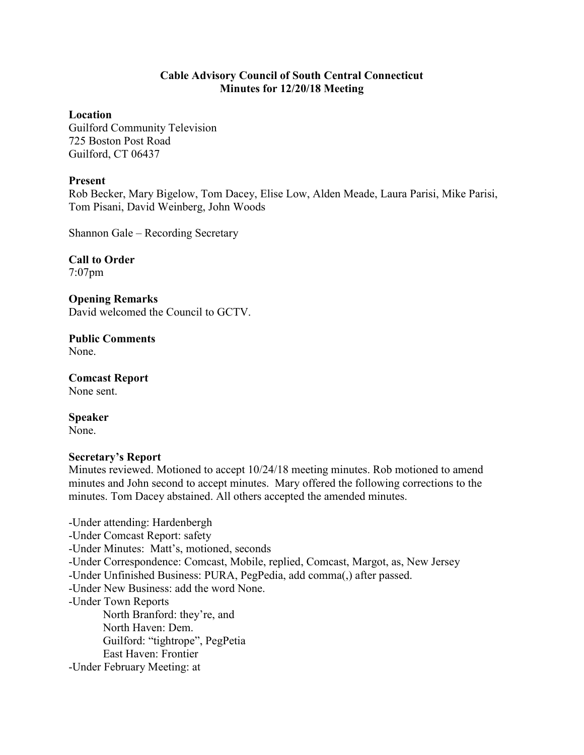# Cable Advisory Council of South Central Connecticut
## Minutes for 12/20/18 Meeting

**Location**
Guilford Community Television
725 Boston Post Road
Guilford, CT 06437

**Present**
Rob Becker, Mary Bigelow, Tom Dacey, Elise Low, Alden Meade, Laura Parisi, Mike Parisi, Tom Pisani, David Weinberg, John Woods

Shannon Gale – Recording Secretary

**Call to Order**
7:07pm

**Opening Remarks**
David welcomed the Council to GCTV.

**Public Comments**
None.

**Comcast Report**
None sent.

**Speaker**
None.

**Secretary's Report**
Minutes reviewed. Motioned to accept 10/24/18 meeting minutes. Rob motioned to amend minutes and John second to accept minutes. Mary offered the following corrections to the minutes. Tom Dacey abstained. All others accepted the amended minutes.

-Under attending: Hardenbergh
-Under Comcast Report: safety
-Under Minutes: Matt's, motioned, seconds
-Under Correspondence: Comcast, Mobile, replied, Comcast, Margot, as, New Jersey
-Under Unfinished Business: PURA, PegPedia, add comma(,) after passed.
-Under New Business: add the word None.
-Under Town Reports
    North Branford: they're, and
    North Haven: Dem.
    Guilford: "tightrope", PegPetia
    East Haven: Frontier
-Under February Meeting: at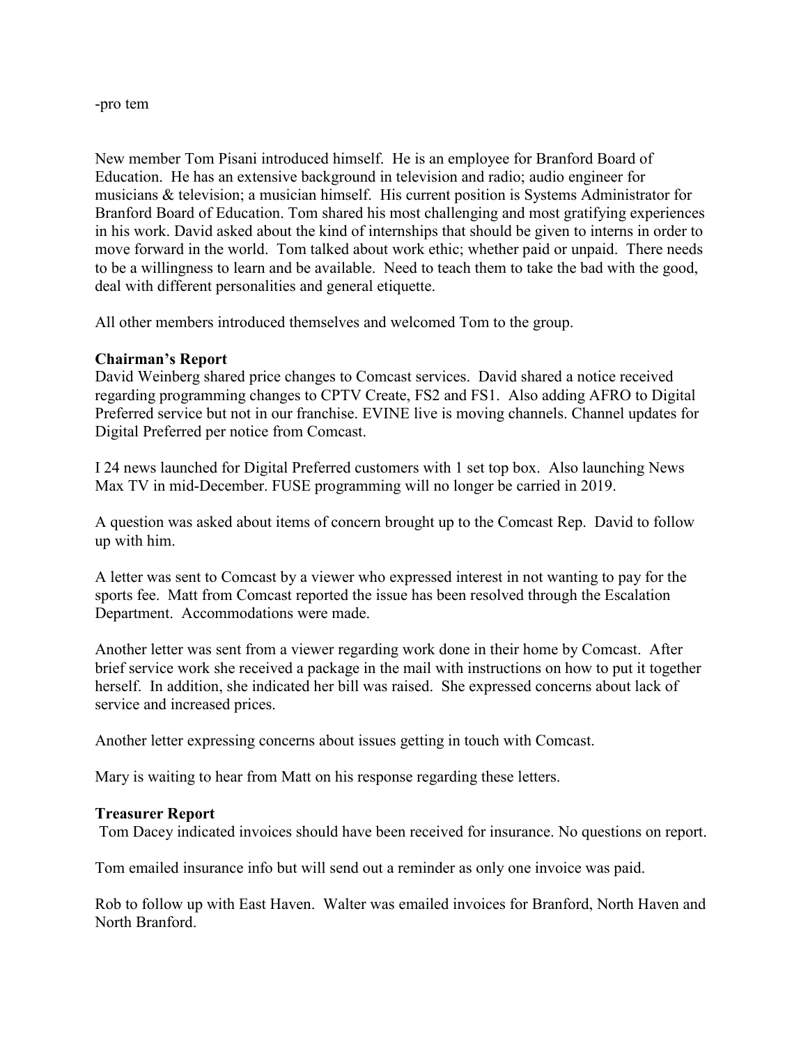-pro tem

New member Tom Pisani introduced himself. He is an employee for Branford Board of Education. He has an extensive background in television and radio; audio engineer for musicians & television; a musician himself. His current position is Systems Administrator for Branford Board of Education. Tom shared his most challenging and most gratifying experiences in his work. David asked about the kind of internships that should be given to interns in order to move forward in the world. Tom talked about work ethic; whether paid or unpaid. There needs to be a willingness to learn and be available. Need to teach them to take the bad with the good, deal with different personalities and general etiquette.

All other members introduced themselves and welcomed Tom to the group.

**Chairman's Report**

David Weinberg shared price changes to Comcast services. David shared a notice received regarding programming changes to CPTV Create, FS2 and FS1. Also adding AFRO to Digital Preferred service but not in our franchise. EVINE live is moving channels. Channel updates for Digital Preferred per notice from Comcast.

I 24 news launched for Digital Preferred customers with 1 set top box. Also launching News Max TV in mid-December. FUSE programming will no longer be carried in 2019.

A question was asked about items of concern brought up to the Comcast Rep. David to follow up with him.

A letter was sent to Comcast by a viewer who expressed interest in not wanting to pay for the sports fee. Matt from Comcast reported the issue has been resolved through the Escalation Department. Accommodations were made.

Another letter was sent from a viewer regarding work done in their home by Comcast. After brief service work she received a package in the mail with instructions on how to put it together herself. In addition, she indicated her bill was raised. She expressed concerns about lack of service and increased prices.

Another letter expressing concerns about issues getting in touch with Comcast.

Mary is waiting to hear from Matt on his response regarding these letters.

**Treasurer Report**

Tom Dacey indicated invoices should have been received for insurance. No questions on report.

Tom emailed insurance info but will send out a reminder as only one invoice was paid.

Rob to follow up with East Haven. Walter was emailed invoices for Branford, North Haven and North Branford.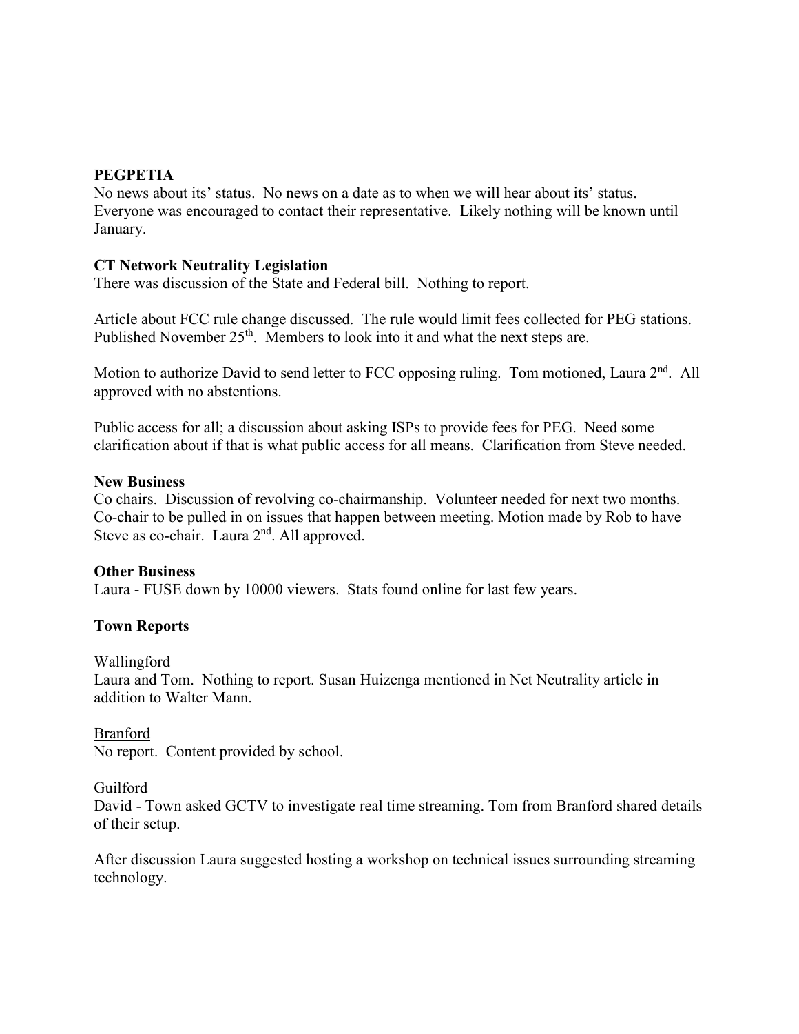**PEGPETIA**

No news about its' status. No news on a date as to when we will hear about its' status. Everyone was encouraged to contact their representative. Likely nothing will be known until January.

**CT Network Neutrality Legislation**

There was discussion of the State and Federal bill. Nothing to report.

Article about FCC rule change discussed. The rule would limit fees collected for PEG stations. Published November 25th. Members to look into it and what the next steps are.

Motion to authorize David to send letter to FCC opposing ruling. Tom motioned, Laura 2nd. All approved with no abstentions.

Public access for all; a discussion about asking ISPs to provide fees for PEG. Need some clarification about if that is what public access for all means. Clarification from Steve needed.

**New Business**

Co chairs. Discussion of revolving co-chairmanship. Volunteer needed for next two months. Co-chair to be pulled in on issues that happen between meeting. Motion made by Rob to have Steve as co-chair. Laura 2nd. All approved.

**Other Business**

Laura - FUSE down by 10000 viewers. Stats found online for last few years.

**Town Reports**

Wallingford

Laura and Tom. Nothing to report. Susan Huizenga mentioned in Net Neutrality article in addition to Walter Mann.

Branford

No report. Content provided by school.

Guilford

David - Town asked GCTV to investigate real time streaming. Tom from Branford shared details of their setup.

After discussion Laura suggested hosting a workshop on technical issues surrounding streaming technology.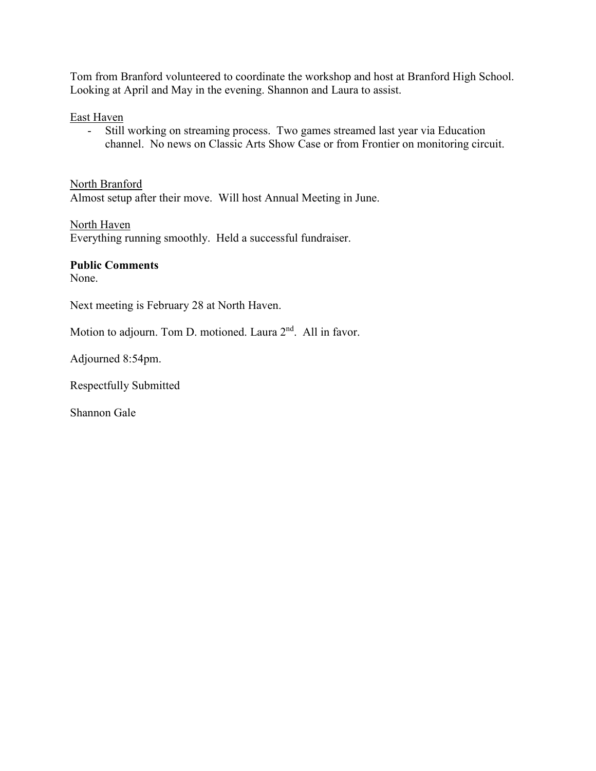Tom from Branford volunteered to coordinate the workshop and host at Branford High School. Looking at April and May in the evening. Shannon and Laura to assist.

<u>East Haven</u>

- Still working on streaming process. Two games streamed last year via Education channel. No news on Classic Arts Show Case or from Frontier on monitoring circuit.

<u>North Branford</u>

Almost setup after their move. Will host Annual Meeting in June.

<u>North Haven</u>

Everything running smoothly. Held a successful fundraiser.

**Public Comments**

None.

Next meeting is February 28 at North Haven.

Motion to adjourn. Tom D. motioned. Laura 2nd. All in favor.

Adjourned 8:54pm.

Respectfully Submitted

Shannon Gale